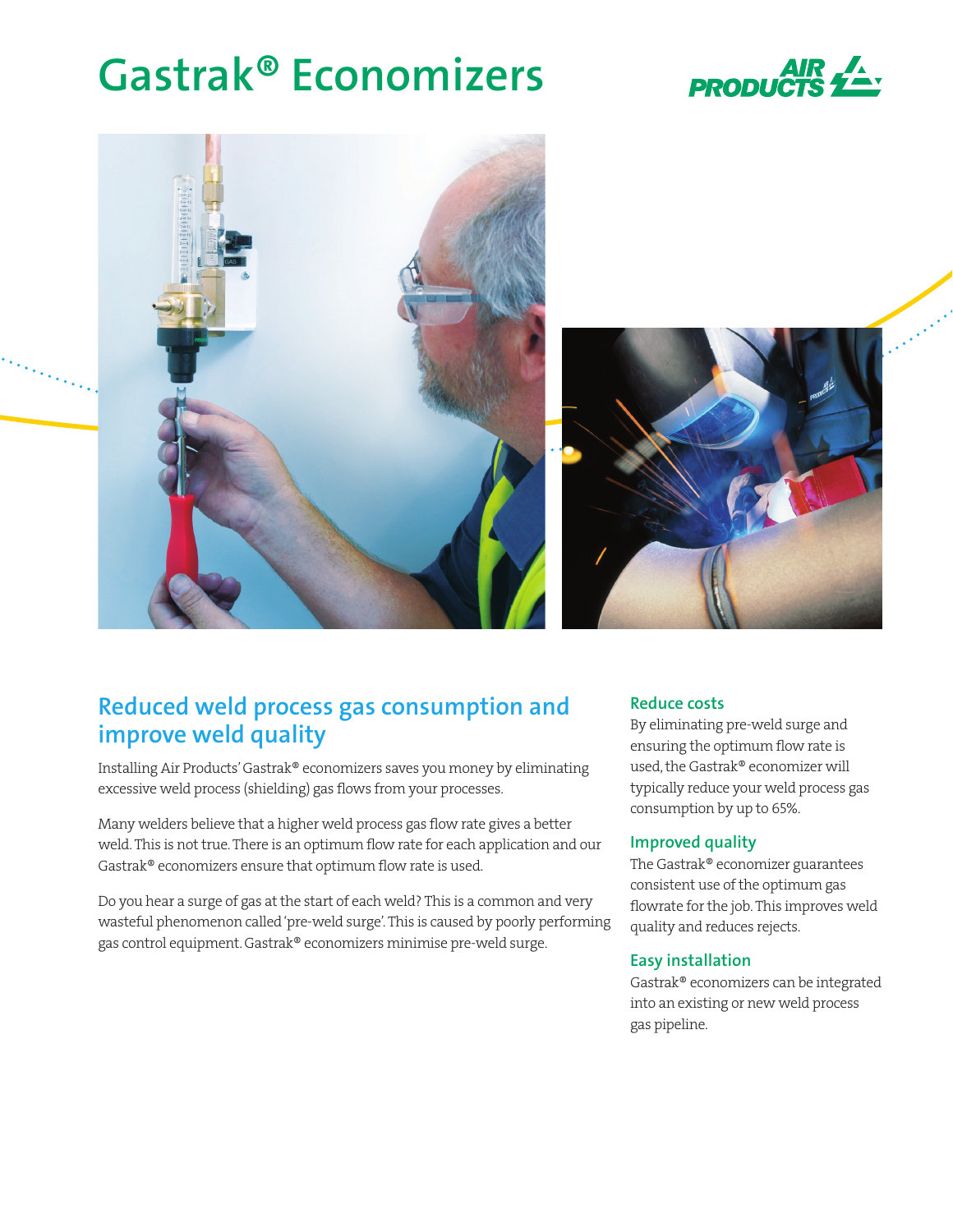# Gastrak® Economizers

## Reduced weld process gas consumption and improve weld quality

Installing Air Products' Gastrak® economizers saves you money by eliminating excessive weld process (shielding) gas flows from your processes.

Many welders believe that a higher weld process gas flow rate gives a better weld. This is not true. There is an optimum flow rate for each application and our Gastrak® economizers ensure that optimum flow rate is used.

Do you hear a surge of gas at the start of each weld? This is a common and very wasteful phenomenon called 'pre-weld surge'. This is caused by poorly performing gas control equipment. Gastrak® economizers minimise pre-weld surge.

### Reduce costs

By eliminating pre-weld surge and ensuring the optimum flow rate is used, the Gastrak® economizer will typically reduce your weld process gas consumption by up to 65%.

### Improved quality

The Gastrak® economizer guarantees consistent use of the optimum gas flowrate for the job. This improves weld quality and reduces rejects.

### Easy installation

Gastrak® economizers can be integrated into an existing or new weld process gas pipeline.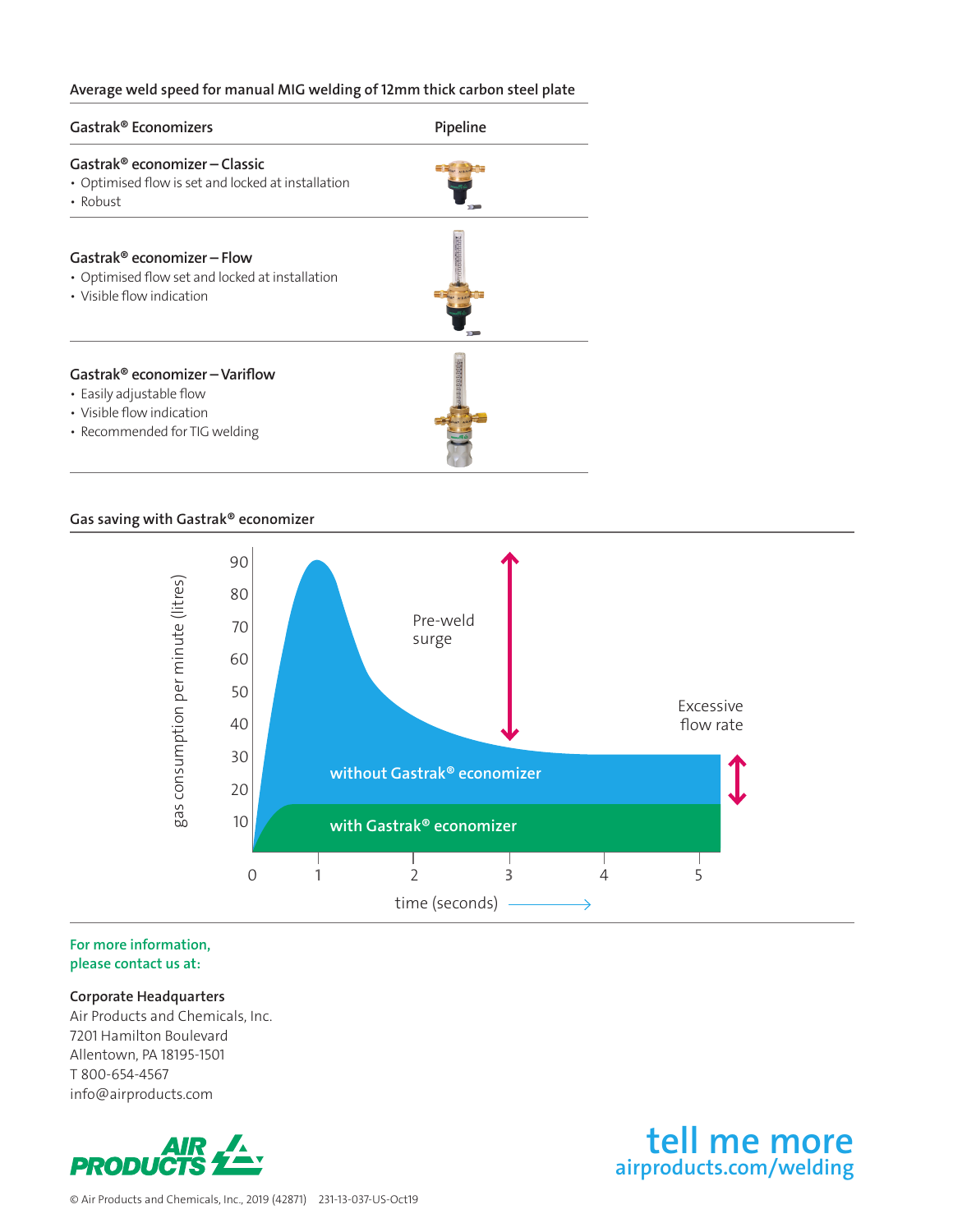### Average weld speed for manual MIG welding of 12mm thick carbon steel plate

| Gastrak® Economizers | Pipeline |
|---|---|
| **Gastrak® economizer – Classic**<br>• Optimised flow is set and locked at installation<br>• Robust | |
| **Gastrak® economizer – Flow**<br>• Optimised flow set and locked at installation<br>• Visible flow indication | |
| **Gastrak® economizer – Variflow**<br>• Easily adjustable flow<br>• Visible flow indication<br>• Recommended for TIG welding | |

### Gas saving with Gastrak® economizer

gas consumption per minute (litres)

90
80
70
60
50
40
30
20
10

Pre-weld surge

Excessive flow rate

without Gastrak® economizer

with Gastrak® economizer

0
1
2
3
4
5

time (seconds)

**For more information, please contact us at:**

**Corporate Headquarters**
Air Products and Chemicals, Inc.
7201 Hamilton Boulevard
Allentown, PA 18195-1501
T 800-654-4567
info@airproducts.com

AIR PRODUCTS

**tell me more**
airproducts.com/welding

© Air Products and Chemicals, Inc., 2019 (42871) 231-13-037-US-Oct19